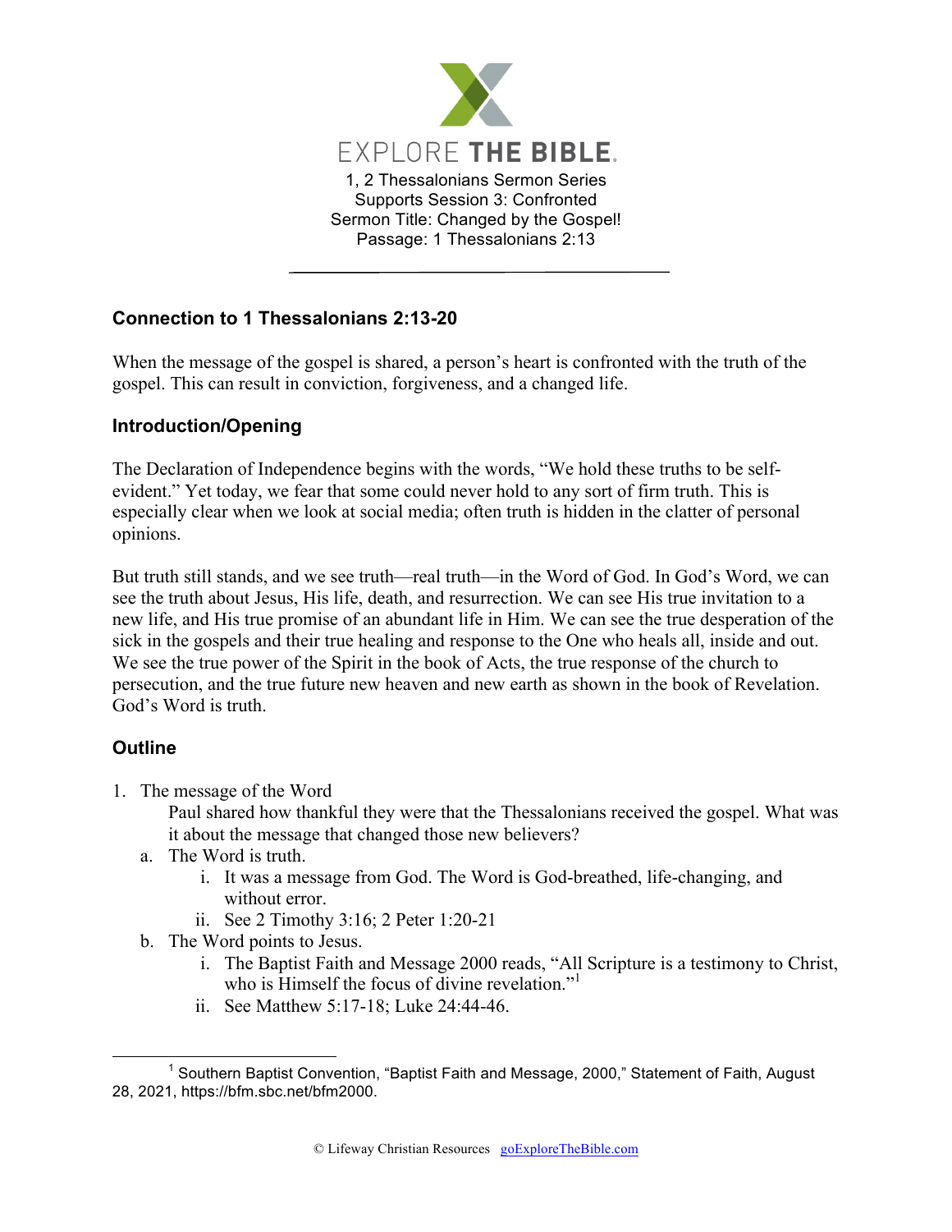EXPLORE THE BIBLE.

1, 2 Thessalonians Sermon Series
Supports Session 3: Confronted
Sermon Title: Changed by the Gospel!
Passage: 1 Thessalonians 2:13

---

## Connection to 1 Thessalonians 2:13-20

When the message of the gospel is shared, a person's heart is confronted with the truth of the gospel. This can result in conviction, forgiveness, and a changed life.

## Introduction/Opening

The Declaration of Independence begins with the words, "We hold these truths to be self-evident." Yet today, we fear that some could never hold to any sort of firm truth. This is especially clear when we look at social media; often truth is hidden in the clatter of personal opinions.

But truth still stands, and we see truth—real truth—in the Word of God. In God's Word, we can see the truth about Jesus, His life, death, and resurrection. We can see His true invitation to a new life, and His true promise of an abundant life in Him. We can see the true desperation of the sick in the gospels and their true healing and response to the One who heals all, inside and out. We see the true power of the Spirit in the book of Acts, the true response of the church to persecution, and the true future new heaven and new earth as shown in the book of Revelation. God's Word is truth.

## Outline

1. The message of the Word
   Paul shared how thankful they were that the Thessalonians received the gospel. What was it about the message that changed those new believers?
   a. The Word is truth.
      i. It was a message from God. The Word is God-breathed, life-changing, and without error.
      ii. See 2 Timothy 3:16; 2 Peter 1:20-21
   b. The Word points to Jesus.
      i. The Baptist Faith and Message 2000 reads, "All Scripture is a testimony to Christ, who is Himself the focus of divine revelation."[1]
      ii. See Matthew 5:17-18; Luke 24:44-46.

---

[1] Southern Baptist Convention, "Baptist Faith and Message, 2000," Statement of Faith, August 28, 2021, https://bfm.sbc.net/bfm2000.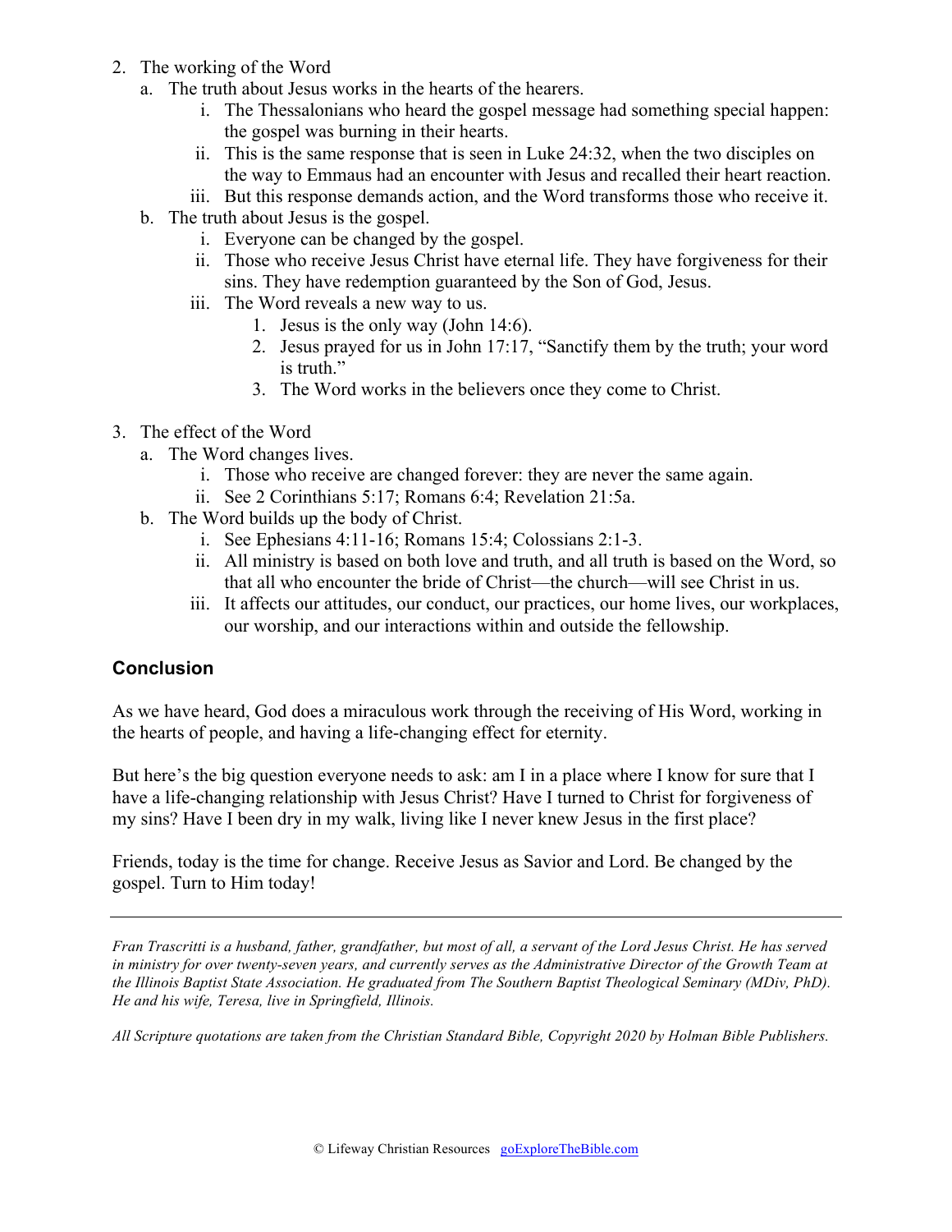2. The working of the Word
    a. The truth about Jesus works in the hearts of the hearers.
        i. The Thessalonians who heard the gospel message had something special happen: the gospel was burning in their hearts.
        ii. This is the same response that is seen in Luke 24:32, when the two disciples on the way to Emmaus had an encounter with Jesus and recalled their heart reaction.
        iii. But this response demands action, and the Word transforms those who receive it.
    b. The truth about Jesus is the gospel.
        i. Everyone can be changed by the gospel.
        ii. Those who receive Jesus Christ have eternal life. They have forgiveness for their sins. They have redemption guaranteed by the Son of God, Jesus.
        iii. The Word reveals a new way to us.
            1. Jesus is the only way (John 14:6).
            2. Jesus prayed for us in John 17:17, "Sanctify them by the truth; your word is truth."
            3. The Word works in the believers once they come to Christ.

3. The effect of the Word
    a. The Word changes lives.
        i. Those who receive are changed forever: they are never the same again.
        ii. See 2 Corinthians 5:17; Romans 6:4; Revelation 21:5a.
    b. The Word builds up the body of Christ.
        i. See Ephesians 4:11-16; Romans 15:4; Colossians 2:1-3.
        ii. All ministry is based on both love and truth, and all truth is based on the Word, so that all who encounter the bride of Christ—the church—will see Christ in us.
        iii. It affects our attitudes, our conduct, our practices, our home lives, our workplaces, our worship, and our interactions within and outside the fellowship.

## Conclusion

As we have heard, God does a miraculous work through the receiving of His Word, working in the hearts of people, and having a life-changing effect for eternity.

But here's the big question everyone needs to ask: am I in a place where I know for sure that I have a life-changing relationship with Jesus Christ? Have I turned to Christ for forgiveness of my sins? Have I been dry in my walk, living like I never knew Jesus in the first place?

Friends, today is the time for change. Receive Jesus as Savior and Lord. Be changed by the gospel. Turn to Him today!

---

*Fran Trascritti is a husband, father, grandfather, but most of all, a servant of the Lord Jesus Christ. He has served in ministry for over twenty-seven years, and currently serves as the Administrative Director of the Growth Team at the Illinois Baptist State Association. He graduated from The Southern Baptist Theological Seminary (MDiv, PhD). He and his wife, Teresa, live in Springfield, Illinois.*

*All Scripture quotations are taken from the Christian Standard Bible, Copyright 2020 by Holman Bible Publishers.*

© Lifeway Christian Resources goExploreTheBible.com